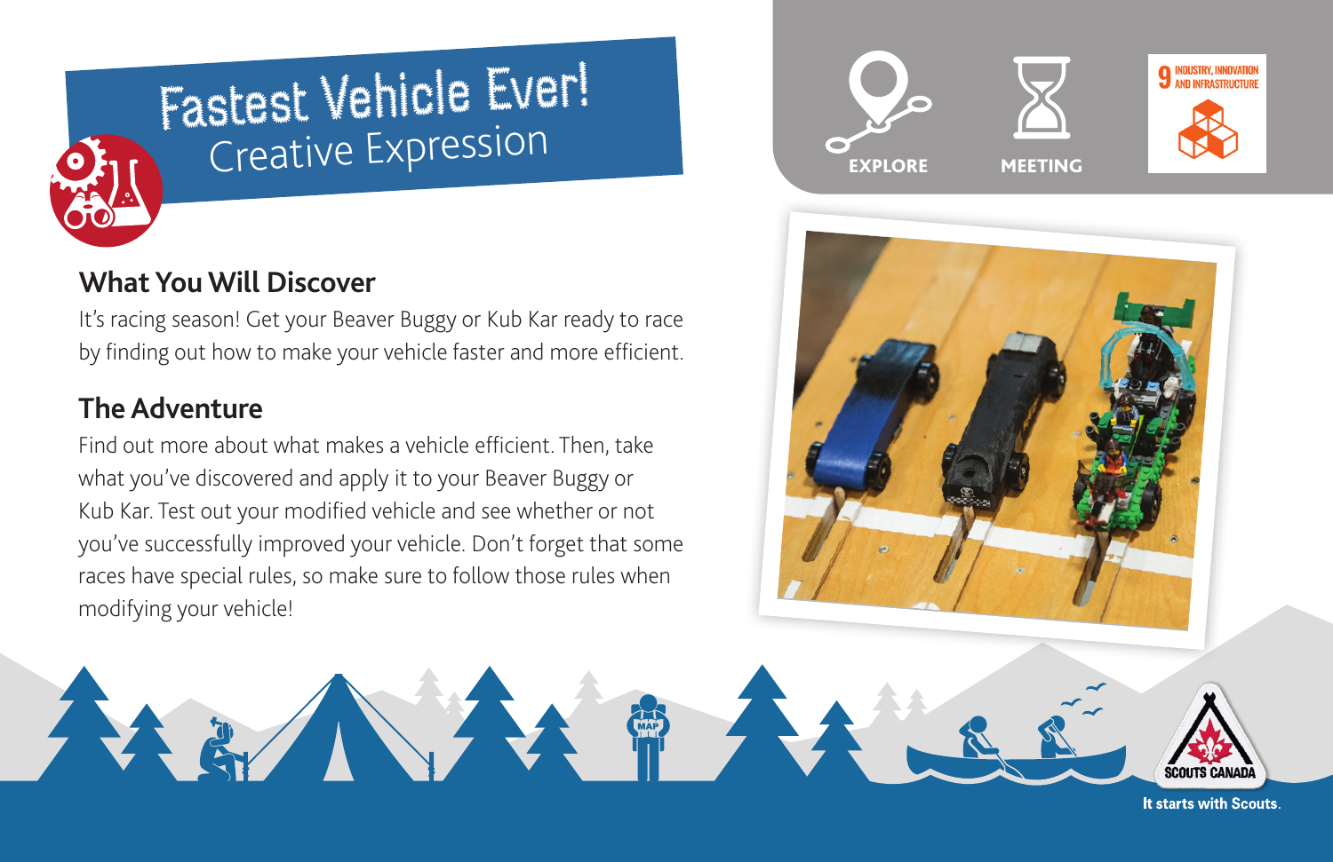# Fastest Vehicle Ever!

Creative Expression

EXPLORE

MEETING

9 INDUSTRY, INNOVATION AND INFRASTRUCTURE

## What You Will Discover

It's racing season! Get your Beaver Buggy or Kub Kar ready to race by finding out how to make your vehicle faster and more efficient.

## The Adventure

Find out more about what makes a vehicle efficient. Then, take what you've discovered and apply it to your Beaver Buggy or Kub Kar. Test out your modified vehicle and see whether or not you've successfully improved your vehicle. Don't forget that some races have special rules, so make sure to follow those rules when modifying your vehicle!

SCOUTS CANADA

It starts with Scouts.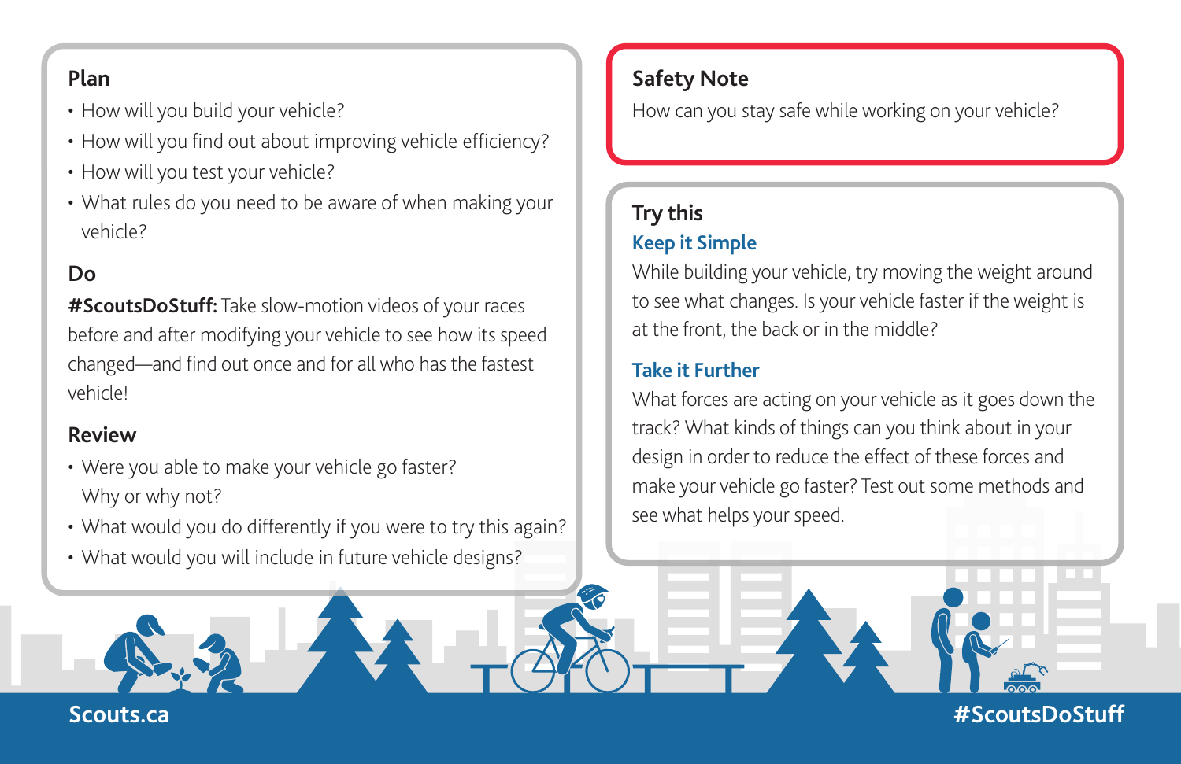## Plan

- How will you build your vehicle?
- How will you find out about improving vehicle efficiency?
- How will you test your vehicle?
- What rules do you need to be aware of when making your vehicle?

## Do

**#ScoutsDoStuff:** Take slow-motion videos of your races before and after modifying your vehicle to see how its speed changed—and find out once and for all who has the fastest vehicle!

## Review

- Were you able to make your vehicle go faster? Why or why not?
- What would you do differently if you were to try this again?
- What would you will include in future vehicle designs?

## Safety Note

How can you stay safe while working on your vehicle?

## Try this

### Keep it Simple

While building your vehicle, try moving the weight around to see what changes. Is your vehicle faster if the weight is at the front, the back or in the middle?

### Take it Further

What forces are acting on your vehicle as it goes down the track? What kinds of things can you think about in your design in order to reduce the effect of these forces and make your vehicle go faster? Test out some methods and see what helps your speed.

Scouts.ca

#ScoutsDoStuff